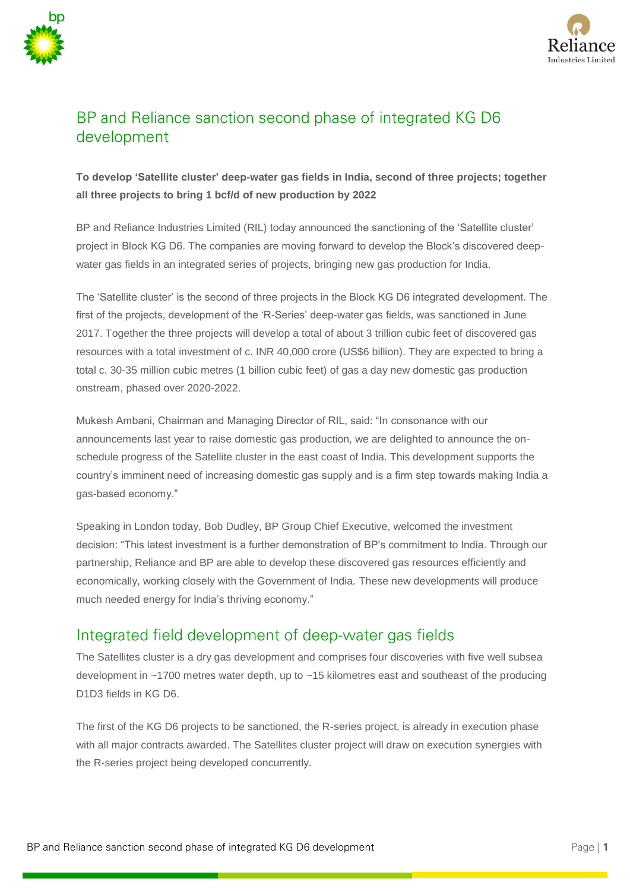# BP and Reliance sanction second phase of integrated KG D6 development

**To develop 'Satellite cluster' deep-water gas fields in India, second of three projects; together all three projects to bring 1 bcf/d of new production by 2022**

BP and Reliance Industries Limited (RIL) today announced the sanctioning of the 'Satellite cluster' project in Block KG D6. The companies are moving forward to develop the Block's discovered deep-water gas fields in an integrated series of projects, bringing new gas production for India.

The 'Satellite cluster' is the second of three projects in the Block KG D6 integrated development. The first of the projects, development of the 'R-Series' deep-water gas fields, was sanctioned in June 2017. Together the three projects will develop a total of about 3 trillion cubic feet of discovered gas resources with a total investment of c. INR 40,000 crore (US$6 billion). They are expected to bring a total c. 30-35 million cubic metres (1 billion cubic feet) of gas a day new domestic gas production onstream, phased over 2020-2022.

Mukesh Ambani, Chairman and Managing Director of RIL, said: "In consonance with our announcements last year to raise domestic gas production, we are delighted to announce the on-schedule progress of the Satellite cluster in the east coast of India. This development supports the country's imminent need of increasing domestic gas supply and is a firm step towards making India a gas-based economy."

Speaking in London today, Bob Dudley, BP Group Chief Executive, welcomed the investment decision: "This latest investment is a further demonstration of BP's commitment to India. Through our partnership, Reliance and BP are able to develop these discovered gas resources efficiently and economically, working closely with the Government of India. These new developments will produce much needed energy for India's thriving economy."

## Integrated field development of deep-water gas fields

The Satellites cluster is a dry gas development and comprises four discoveries with five well subsea development in ~1700 metres water depth, up to ~15 kilometres east and southeast of the producing D1D3 fields in KG D6.

The first of the KG D6 projects to be sanctioned, the R-series project, is already in execution phase with all major contracts awarded. The Satellites cluster project will draw on execution synergies with the R-series project being developed concurrently.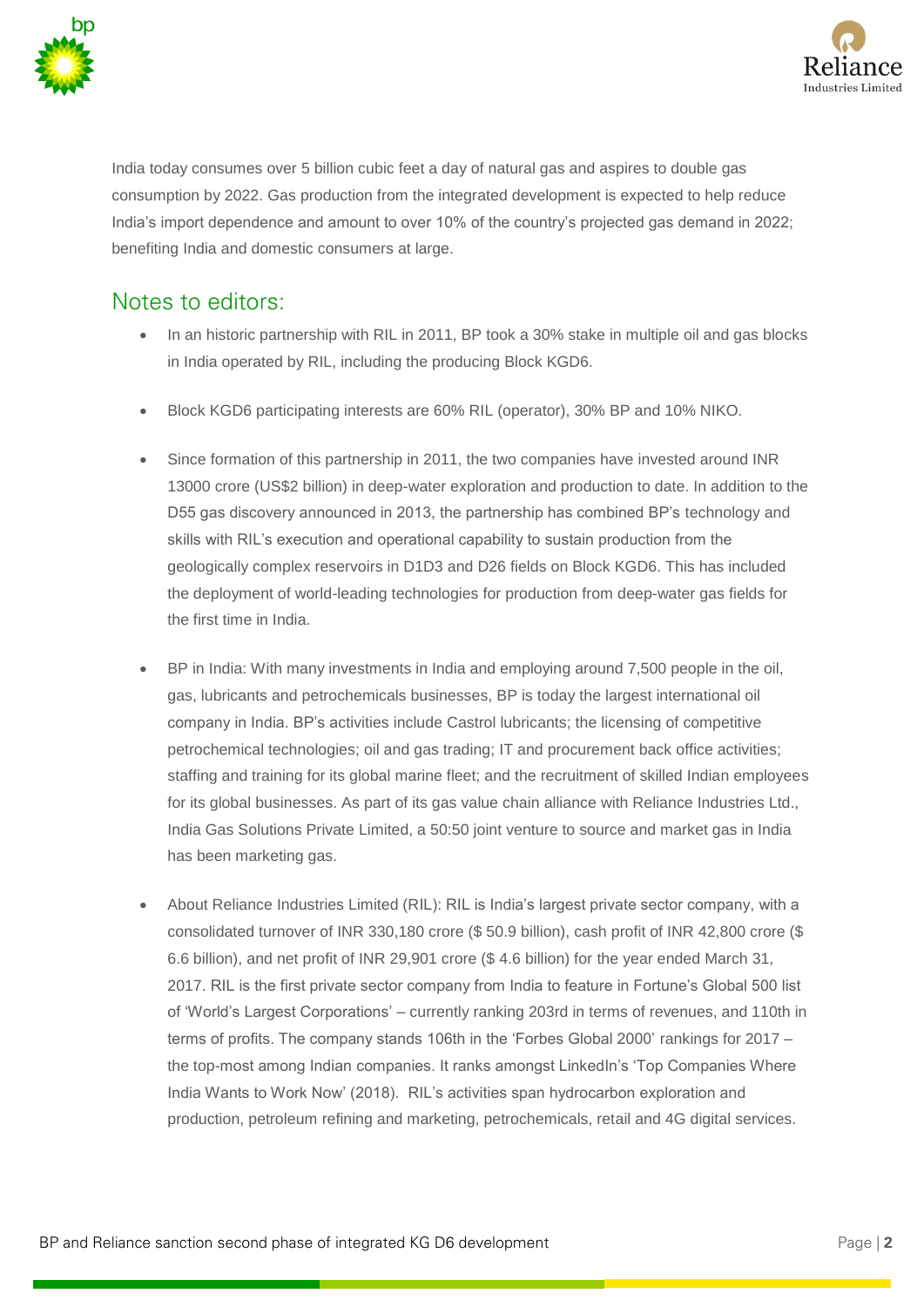India today consumes over 5 billion cubic feet a day of natural gas and aspires to double gas consumption by 2022. Gas production from the integrated development is expected to help reduce India's import dependence and amount to over 10% of the country's projected gas demand in 2022; benefiting India and domestic consumers at large.

## Notes to editors:

- In an historic partnership with RIL in 2011, BP took a 30% stake in multiple oil and gas blocks in India operated by RIL, including the producing Block KGD6.
- Block KGD6 participating interests are 60% RIL (operator), 30% BP and 10% NIKO.
- Since formation of this partnership in 2011, the two companies have invested around INR 13000 crore (US$2 billion) in deep-water exploration and production to date. In addition to the D55 gas discovery announced in 2013, the partnership has combined BP's technology and skills with RIL's execution and operational capability to sustain production from the geologically complex reservoirs in D1D3 and D26 fields on Block KGD6. This has included the deployment of world-leading technologies for production from deep-water gas fields for the first time in India.
- BP in India: With many investments in India and employing around 7,500 people in the oil, gas, lubricants and petrochemicals businesses, BP is today the largest international oil company in India. BP's activities include Castrol lubricants; the licensing of competitive petrochemical technologies; oil and gas trading; IT and procurement back office activities; staffing and training for its global marine fleet; and the recruitment of skilled Indian employees for its global businesses. As part of its gas value chain alliance with Reliance Industries Ltd., India Gas Solutions Private Limited, a 50:50 joint venture to source and market gas in India has been marketing gas.
- About Reliance Industries Limited (RIL): RIL is India's largest private sector company, with a consolidated turnover of INR 330,180 crore ($ 50.9 billion), cash profit of INR 42,800 crore ($ 6.6 billion), and net profit of INR 29,901 crore ($ 4.6 billion) for the year ended March 31, 2017. RIL is the first private sector company from India to feature in Fortune's Global 500 list of 'World's Largest Corporations' – currently ranking 203rd in terms of revenues, and 110th in terms of profits. The company stands 106th in the 'Forbes Global 2000' rankings for 2017 – the top-most among Indian companies. It ranks amongst LinkedIn's 'Top Companies Where India Wants to Work Now' (2018). RIL's activities span hydrocarbon exploration and production, petroleum refining and marketing, petrochemicals, retail and 4G digital services.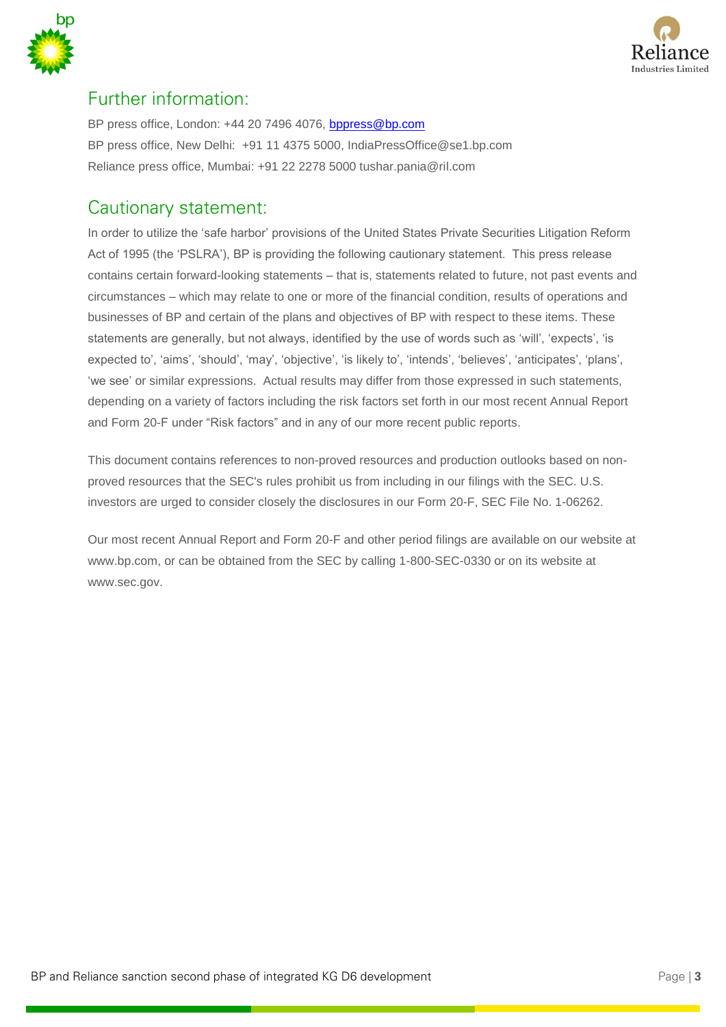## Further information:

BP press office, London: +44 20 7496 4076, bppress@bp.com
BP press office, New Delhi: +91 11 4375 5000, IndiaPressOffice@se1.bp.com
Reliance press office, Mumbai: +91 22 2278 5000 tushar.pania@ril.com

## Cautionary statement:

In order to utilize the 'safe harbor' provisions of the United States Private Securities Litigation Reform Act of 1995 (the 'PSLRA'), BP is providing the following cautionary statement. This press release contains certain forward-looking statements – that is, statements related to future, not past events and circumstances – which may relate to one or more of the financial condition, results of operations and businesses of BP and certain of the plans and objectives of BP with respect to these items. These statements are generally, but not always, identified by the use of words such as 'will', 'expects', 'is expected to', 'aims', 'should', 'may', 'objective', 'is likely to', 'intends', 'believes', 'anticipates', 'plans', 'we see' or similar expressions. Actual results may differ from those expressed in such statements, depending on a variety of factors including the risk factors set forth in our most recent Annual Report and Form 20-F under "Risk factors" and in any of our more recent public reports.

This document contains references to non-proved resources and production outlooks based on non-proved resources that the SEC's rules prohibit us from including in our filings with the SEC. U.S. investors are urged to consider closely the disclosures in our Form 20-F, SEC File No. 1-06262.

Our most recent Annual Report and Form 20-F and other period filings are available on our website at www.bp.com, or can be obtained from the SEC by calling 1-800-SEC-0330 or on its website at www.sec.gov.